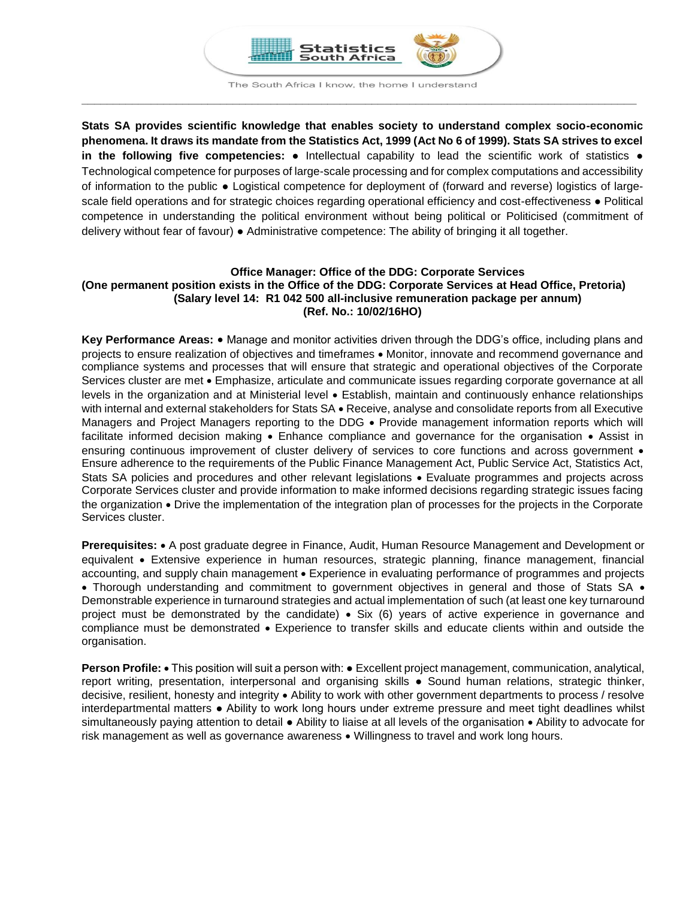Statistics South Africa

The South Africa I know, the home I understand

**Stats SA provides scientific knowledge that enables society to understand complex socio-economic phenomena. It draws its mandate from the Statistics Act, 1999 (Act No 6 of 1999). Stats SA strives to excel in the following five competencies:** ● Intellectual capability to lead the scientific work of statistics ● Technological competence for purposes of large-scale processing and for complex computations and accessibility of information to the public ● Logistical competence for deployment of (forward and reverse) logistics of large-scale field operations and for strategic choices regarding operational efficiency and cost-effectiveness ● Political competence in understanding the political environment without being political or Politicised (commitment of delivery without fear of favour) ● Administrative competence: The ability of bringing it all together.

**Office Manager: Office of the DDG: Corporate Services**
**(One permanent position exists in the Office of the DDG: Corporate Services at Head Office, Pretoria)**
**(Salary level 14: R1 042 500 all-inclusive remuneration package per annum)**
**(Ref. No.: 10/02/16HO)**

**Key Performance Areas:** • Manage and monitor activities driven through the DDG's office, including plans and projects to ensure realization of objectives and timeframes • Monitor, innovate and recommend governance and compliance systems and processes that will ensure that strategic and operational objectives of the Corporate Services cluster are met • Emphasize, articulate and communicate issues regarding corporate governance at all levels in the organization and at Ministerial level • Establish, maintain and continuously enhance relationships with internal and external stakeholders for Stats SA • Receive, analyse and consolidate reports from all Executive Managers and Project Managers reporting to the DDG • Provide management information reports which will facilitate informed decision making • Enhance compliance and governance for the organisation • Assist in ensuring continuous improvement of cluster delivery of services to core functions and across government • Ensure adherence to the requirements of the Public Finance Management Act, Public Service Act, Statistics Act, Stats SA policies and procedures and other relevant legislations • Evaluate programmes and projects across Corporate Services cluster and provide information to make informed decisions regarding strategic issues facing the organization • Drive the implementation of the integration plan of processes for the projects in the Corporate Services cluster.

**Prerequisites:** • A post graduate degree in Finance, Audit, Human Resource Management and Development or equivalent • Extensive experience in human resources, strategic planning, finance management, financial accounting, and supply chain management • Experience in evaluating performance of programmes and projects • Thorough understanding and commitment to government objectives in general and those of Stats SA • Demonstrable experience in turnaround strategies and actual implementation of such (at least one key turnaround project must be demonstrated by the candidate) • Six (6) years of active experience in governance and compliance must be demonstrated • Experience to transfer skills and educate clients within and outside the organisation.

**Person Profile:** • This position will suit a person with: ● Excellent project management, communication, analytical, report writing, presentation, interpersonal and organising skills ● Sound human relations, strategic thinker, decisive, resilient, honesty and integrity • Ability to work with other government departments to process / resolve interdepartmental matters ● Ability to work long hours under extreme pressure and meet tight deadlines whilst simultaneously paying attention to detail ● Ability to liaise at all levels of the organisation • Ability to advocate for risk management as well as governance awareness • Willingness to travel and work long hours.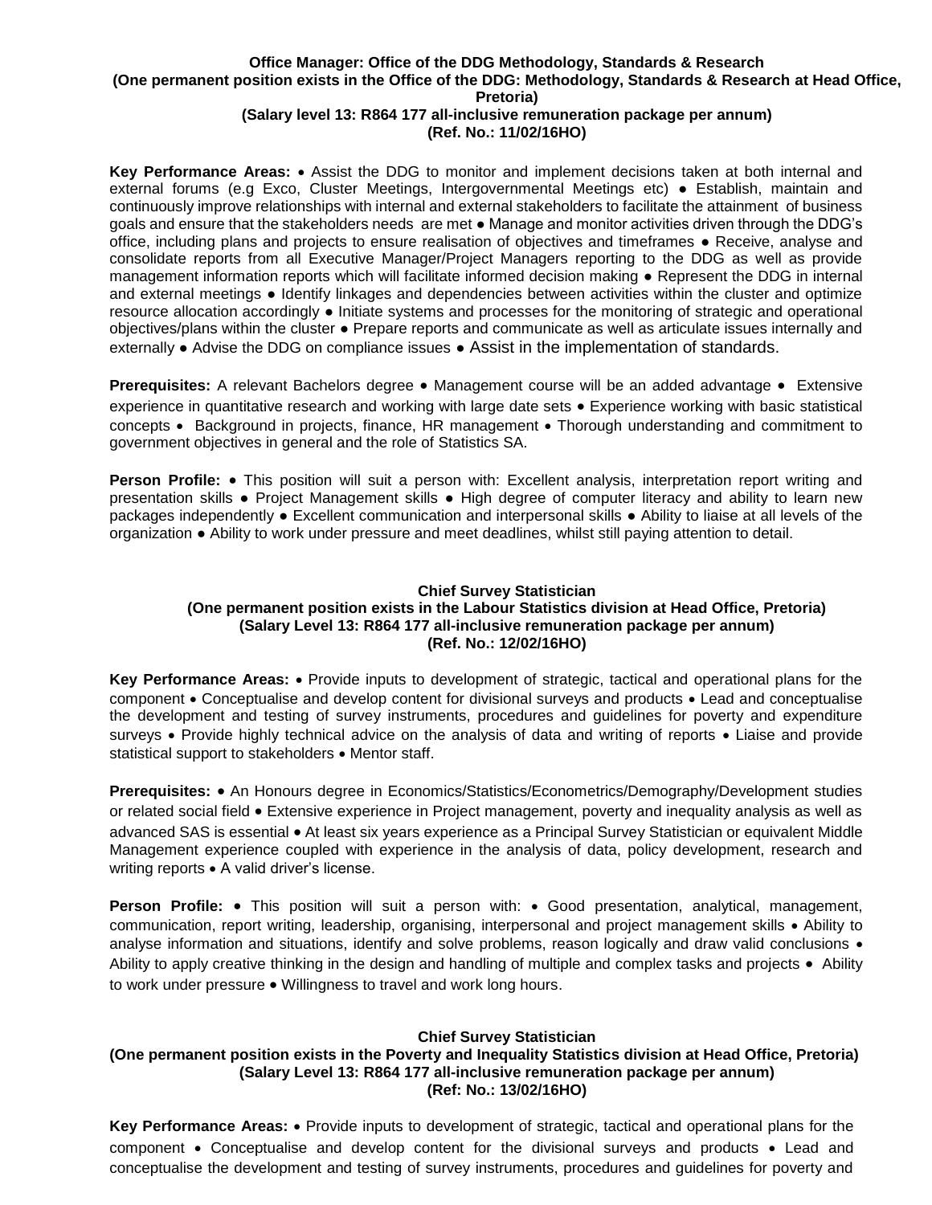**Office Manager: Office of the DDG Methodology, Standards & Research**
**(One permanent position exists in the Office of the DDG: Methodology, Standards & Research at Head Office, Pretoria)**
**(Salary level 13: R864 177 all-inclusive remuneration package per annum)**
**(Ref. No.: 11/02/16HO)**

**Key Performance Areas:** • Assist the DDG to monitor and implement decisions taken at both internal and external forums (e.g Exco, Cluster Meetings, Intergovernmental Meetings etc) ● Establish, maintain and continuously improve relationships with internal and external stakeholders to facilitate the attainment of business goals and ensure that the stakeholders needs are met ● Manage and monitor activities driven through the DDG's office, including plans and projects to ensure realisation of objectives and timeframes ● Receive, analyse and consolidate reports from all Executive Manager/Project Managers reporting to the DDG as well as provide management information reports which will facilitate informed decision making ● Represent the DDG in internal and external meetings ● Identify linkages and dependencies between activities within the cluster and optimize resource allocation accordingly ● Initiate systems and processes for the monitoring of strategic and operational objectives/plans within the cluster ● Prepare reports and communicate as well as articulate issues internally and externally ● Advise the DDG on compliance issues ● Assist in the implementation of standards.

**Prerequisites:** A relevant Bachelors degree • Management course will be an added advantage • Extensive experience in quantitative research and working with large date sets • Experience working with basic statistical concepts • Background in projects, finance, HR management • Thorough understanding and commitment to government objectives in general and the role of Statistics SA.

**Person Profile:** • This position will suit a person with: Excellent analysis, interpretation report writing and presentation skills ● Project Management skills ● High degree of computer literacy and ability to learn new packages independently ● Excellent communication and interpersonal skills ● Ability to liaise at all levels of the organization ● Ability to work under pressure and meet deadlines, whilst still paying attention to detail.

**Chief Survey Statistician**
**(One permanent position exists in the Labour Statistics division at Head Office, Pretoria)**
**(Salary Level 13: R864 177 all-inclusive remuneration package per annum)**
**(Ref. No.: 12/02/16HO)**

**Key Performance Areas:** • Provide inputs to development of strategic, tactical and operational plans for the component • Conceptualise and develop content for divisional surveys and products • Lead and conceptualise the development and testing of survey instruments, procedures and guidelines for poverty and expenditure surveys • Provide highly technical advice on the analysis of data and writing of reports • Liaise and provide statistical support to stakeholders • Mentor staff.

**Prerequisites:** • An Honours degree in Economics/Statistics/Econometrics/Demography/Development studies or related social field • Extensive experience in Project management, poverty and inequality analysis as well as advanced SAS is essential • At least six years experience as a Principal Survey Statistician or equivalent Middle Management experience coupled with experience in the analysis of data, policy development, research and writing reports • A valid driver's license.

**Person Profile:** • This position will suit a person with: • Good presentation, analytical, management, communication, report writing, leadership, organising, interpersonal and project management skills • Ability to analyse information and situations, identify and solve problems, reason logically and draw valid conclusions • Ability to apply creative thinking in the design and handling of multiple and complex tasks and projects • Ability to work under pressure • Willingness to travel and work long hours.

**Chief Survey Statistician**
**(One permanent position exists in the Poverty and Inequality Statistics division at Head Office, Pretoria)**
**(Salary Level 13: R864 177 all-inclusive remuneration package per annum)**
**(Ref: No.: 13/02/16HO)**

**Key Performance Areas:** • Provide inputs to development of strategic, tactical and operational plans for the component • Conceptualise and develop content for the divisional surveys and products • Lead and conceptualise the development and testing of survey instruments, procedures and guidelines for poverty and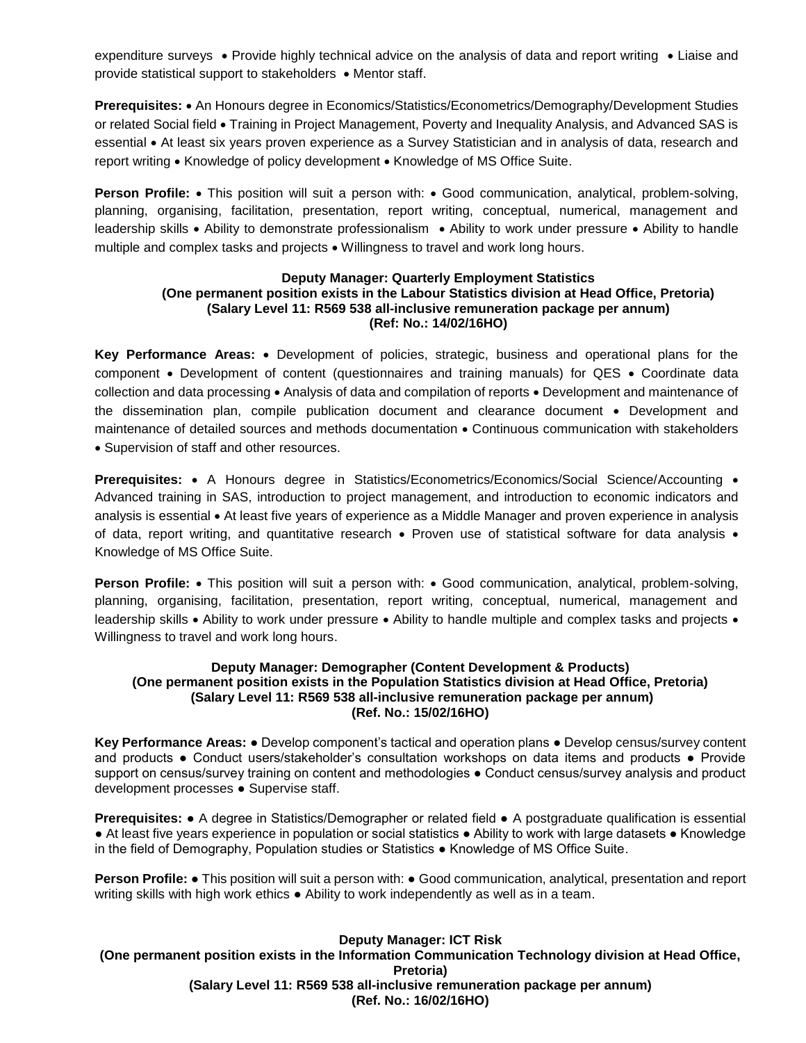expenditure surveys • Provide highly technical advice on the analysis of data and report writing • Liaise and provide statistical support to stakeholders • Mentor staff.

**Prerequisites:** • An Honours degree in Economics/Statistics/Econometrics/Demography/Development Studies or related Social field • Training in Project Management, Poverty and Inequality Analysis, and Advanced SAS is essential • At least six years proven experience as a Survey Statistician and in analysis of data, research and report writing • Knowledge of policy development • Knowledge of MS Office Suite.

**Person Profile:** • This position will suit a person with: • Good communication, analytical, problem-solving, planning, organising, facilitation, presentation, report writing, conceptual, numerical, management and leadership skills • Ability to demonstrate professionalism • Ability to work under pressure • Ability to handle multiple and complex tasks and projects • Willingness to travel and work long hours.

**Deputy Manager: Quarterly Employment Statistics**
**(One permanent position exists in the Labour Statistics division at Head Office, Pretoria)**
**(Salary Level 11: R569 538 all-inclusive remuneration package per annum)**
**(Ref: No.: 14/02/16HO)**

**Key Performance Areas:** • Development of policies, strategic, business and operational plans for the component • Development of content (questionnaires and training manuals) for QES • Coordinate data collection and data processing • Analysis of data and compilation of reports • Development and maintenance of the dissemination plan, compile publication document and clearance document • Development and maintenance of detailed sources and methods documentation • Continuous communication with stakeholders • Supervision of staff and other resources.

**Prerequisites:** • A Honours degree in Statistics/Econometrics/Economics/Social Science/Accounting • Advanced training in SAS, introduction to project management, and introduction to economic indicators and analysis is essential • At least five years of experience as a Middle Manager and proven experience in analysis of data, report writing, and quantitative research • Proven use of statistical software for data analysis • Knowledge of MS Office Suite.

**Person Profile:** • This position will suit a person with: • Good communication, analytical, problem-solving, planning, organising, facilitation, presentation, report writing, conceptual, numerical, management and leadership skills • Ability to work under pressure • Ability to handle multiple and complex tasks and projects • Willingness to travel and work long hours.

**Deputy Manager: Demographer (Content Development & Products)**
**(One permanent position exists in the Population Statistics division at Head Office, Pretoria)**
**(Salary Level 11: R569 538 all-inclusive remuneration package per annum)**
**(Ref. No.: 15/02/16HO)**

**Key Performance Areas:** ● Develop component's tactical and operation plans ● Develop census/survey content and products ● Conduct users/stakeholder's consultation workshops on data items and products ● Provide support on census/survey training on content and methodologies ● Conduct census/survey analysis and product development processes ● Supervise staff.

**Prerequisites:** ● A degree in Statistics/Demographer or related field ● A postgraduate qualification is essential ● At least five years experience in population or social statistics ● Ability to work with large datasets ● Knowledge in the field of Demography, Population studies or Statistics ● Knowledge of MS Office Suite.

**Person Profile:** ● This position will suit a person with: ● Good communication, analytical, presentation and report writing skills with high work ethics ● Ability to work independently as well as in a team.

**Deputy Manager: ICT Risk**
**(One permanent position exists in the Information Communication Technology division at Head Office, Pretoria)**
**(Salary Level 11: R569 538 all-inclusive remuneration package per annum)**
**(Ref. No.: 16/02/16HO)**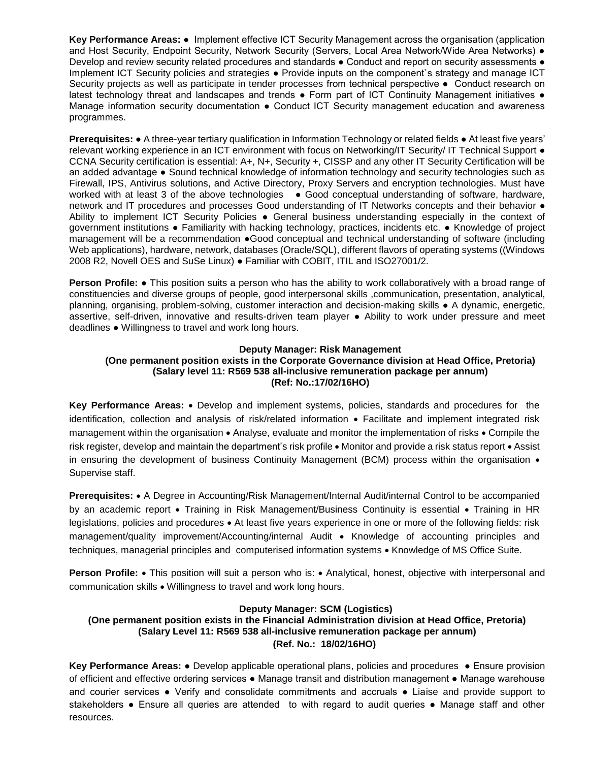**Key Performance Areas:** ● Implement effective ICT Security Management across the organisation (application and Host Security, Endpoint Security, Network Security (Servers, Local Area Network/Wide Area Networks) ● Develop and review security related procedures and standards ● Conduct and report on security assessments ● Implement ICT Security policies and strategies ● Provide inputs on the component`s strategy and manage ICT Security projects as well as participate in tender processes from technical perspective ● Conduct research on latest technology threat and landscapes and trends ● Form part of ICT Continuity Management initiatives ● Manage information security documentation ● Conduct ICT Security management education and awareness programmes.

**Prerequisites:** ● A three-year tertiary qualification in Information Technology or related fields ● At least five years' relevant working experience in an ICT environment with focus on Networking/IT Security/ IT Technical Support ● CCNA Security certification is essential: A+, N+, Security +, CISSP and any other IT Security Certification will be an added advantage ● Sound technical knowledge of information technology and security technologies such as Firewall, IPS, Antivirus solutions, and Active Directory, Proxy Servers and encryption technologies. Must have worked with at least 3 of the above technologies ● Good conceptual understanding of software, hardware, network and IT procedures and processes Good understanding of IT Networks concepts and their behavior ● Ability to implement ICT Security Policies ● General business understanding especially in the context of government institutions ● Familiarity with hacking technology, practices, incidents etc. ● Knowledge of project management will be a recommendation ●Good conceptual and technical understanding of software (including Web applications), hardware, network, databases (Oracle/SQL), different flavors of operating systems ((Windows 2008 R2, Novell OES and SuSe Linux) ● Familiar with COBIT, ITIL and ISO27001/2.

**Person Profile:** ● This position suits a person who has the ability to work collaboratively with a broad range of constituencies and diverse groups of people, good interpersonal skills ,communication, presentation, analytical, planning, organising, problem-solving, customer interaction and decision-making skills ● A dynamic, energetic, assertive, self-driven, innovative and results-driven team player ● Ability to work under pressure and meet deadlines ● Willingness to travel and work long hours.

**Deputy Manager: Risk Management**
**(One permanent position exists in the Corporate Governance division at Head Office, Pretoria)**
**(Salary level 11: R569 538 all-inclusive remuneration package per annum)**
**(Ref: No.:17/02/16HO)**

**Key Performance Areas:** • Develop and implement systems, policies, standards and procedures for the identification, collection and analysis of risk/related information • Facilitate and implement integrated risk management within the organisation • Analyse, evaluate and monitor the implementation of risks • Compile the risk register, develop and maintain the department's risk profile • Monitor and provide a risk status report • Assist in ensuring the development of business Continuity Management (BCM) process within the organisation • Supervise staff.

**Prerequisites:** • A Degree in Accounting/Risk Management/Internal Audit/internal Control to be accompanied by an academic report • Training in Risk Management/Business Continuity is essential • Training in HR legislations, policies and procedures • At least five years experience in one or more of the following fields: risk management/quality improvement/Accounting/internal Audit • Knowledge of accounting principles and techniques, managerial principles and computerised information systems • Knowledge of MS Office Suite.

**Person Profile:** • This position will suit a person who is: • Analytical, honest, objective with interpersonal and communication skills • Willingness to travel and work long hours.

**Deputy Manager: SCM (Logistics)**
**(One permanent position exists in the Financial Administration division at Head Office, Pretoria)**
**(Salary Level 11: R569 538 all-inclusive remuneration package per annum)**
**(Ref. No.: 18/02/16HO)**

**Key Performance Areas:** ● Develop applicable operational plans, policies and procedures ● Ensure provision of efficient and effective ordering services ● Manage transit and distribution management ● Manage warehouse and courier services ● Verify and consolidate commitments and accruals ● Liaise and provide support to stakeholders ● Ensure all queries are attended to with regard to audit queries ● Manage staff and other resources.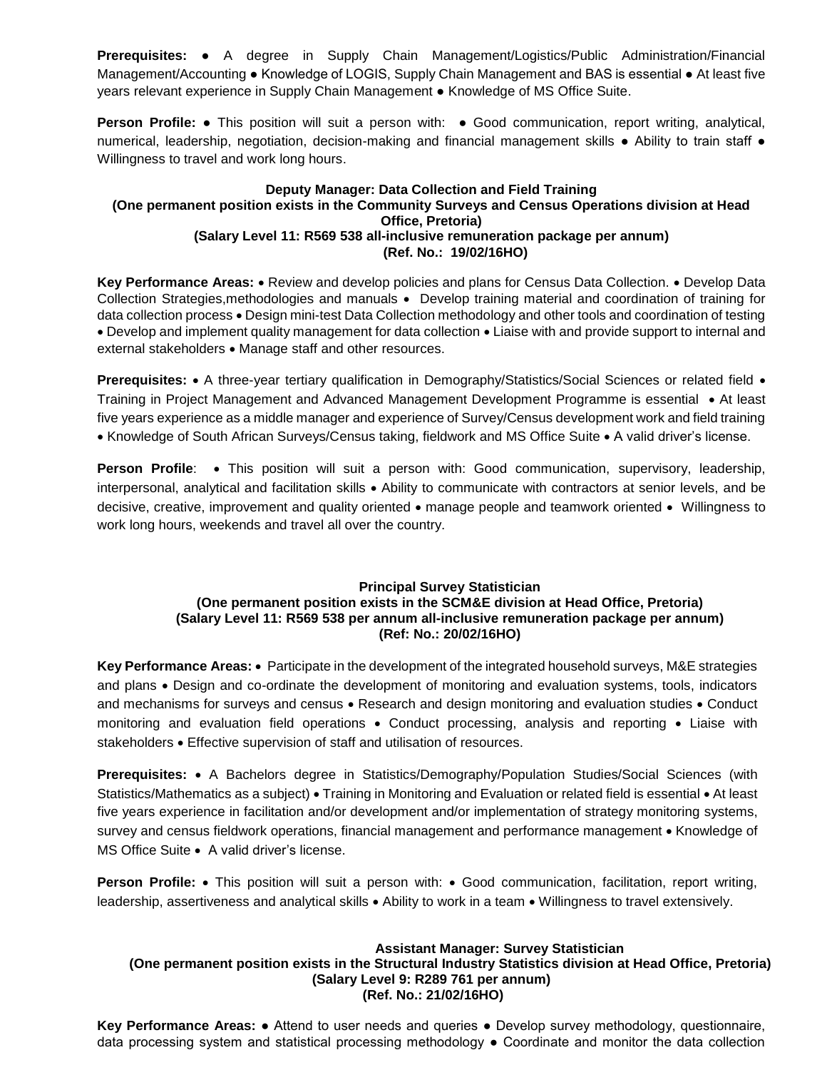**Prerequisites:** ● A degree in Supply Chain Management/Logistics/Public Administration/Financial Management/Accounting ● Knowledge of LOGIS, Supply Chain Management and BAS is essential ● At least five years relevant experience in Supply Chain Management ● Knowledge of MS Office Suite.

**Person Profile:** ● This position will suit a person with: ● Good communication, report writing, analytical, numerical, leadership, negotiation, decision-making and financial management skills ● Ability to train staff ● Willingness to travel and work long hours.

**Deputy Manager: Data Collection and Field Training**
**(One permanent position exists in the Community Surveys and Census Operations division at Head Office, Pretoria)**
**(Salary Level 11: R569 538 all-inclusive remuneration package per annum)**
**(Ref. No.: 19/02/16HO)**

**Key Performance Areas:** • Review and develop policies and plans for Census Data Collection. • Develop Data Collection Strategies,methodologies and manuals • Develop training material and coordination of training for data collection process • Design mini-test Data Collection methodology and other tools and coordination of testing • Develop and implement quality management for data collection • Liaise with and provide support to internal and external stakeholders • Manage staff and other resources.

**Prerequisites:** • A three-year tertiary qualification in Demography/Statistics/Social Sciences or related field • Training in Project Management and Advanced Management Development Programme is essential • At least five years experience as a middle manager and experience of Survey/Census development work and field training • Knowledge of South African Surveys/Census taking, fieldwork and MS Office Suite • A valid driver's license.

**Person Profile**: • This position will suit a person with: Good communication, supervisory, leadership, interpersonal, analytical and facilitation skills • Ability to communicate with contractors at senior levels, and be decisive, creative, improvement and quality oriented • manage people and teamwork oriented • Willingness to work long hours, weekends and travel all over the country.

**Principal Survey Statistician**
**(One permanent position exists in the SCM&E division at Head Office, Pretoria)**
**(Salary Level 11: R569 538 per annum all-inclusive remuneration package per annum)**
**(Ref: No.: 20/02/16HO)**

**Key Performance Areas:** • Participate in the development of the integrated household surveys, M&E strategies and plans • Design and co-ordinate the development of monitoring and evaluation systems, tools, indicators and mechanisms for surveys and census • Research and design monitoring and evaluation studies • Conduct monitoring and evaluation field operations • Conduct processing, analysis and reporting • Liaise with stakeholders • Effective supervision of staff and utilisation of resources.

**Prerequisites:** • A Bachelors degree in Statistics/Demography/Population Studies/Social Sciences (with Statistics/Mathematics as a subject) • Training in Monitoring and Evaluation or related field is essential • At least five years experience in facilitation and/or development and/or implementation of strategy monitoring systems, survey and census fieldwork operations, financial management and performance management • Knowledge of MS Office Suite • A valid driver's license.

**Person Profile:** • This position will suit a person with: • Good communication, facilitation, report writing, leadership, assertiveness and analytical skills • Ability to work in a team • Willingness to travel extensively.

**Assistant Manager: Survey Statistician**
**(One permanent position exists in the Structural Industry Statistics division at Head Office, Pretoria)**
**(Salary Level 9: R289 761 per annum)**
**(Ref. No.: 21/02/16HO)**

**Key Performance Areas:** ● Attend to user needs and queries ● Develop survey methodology, questionnaire, data processing system and statistical processing methodology ● Coordinate and monitor the data collection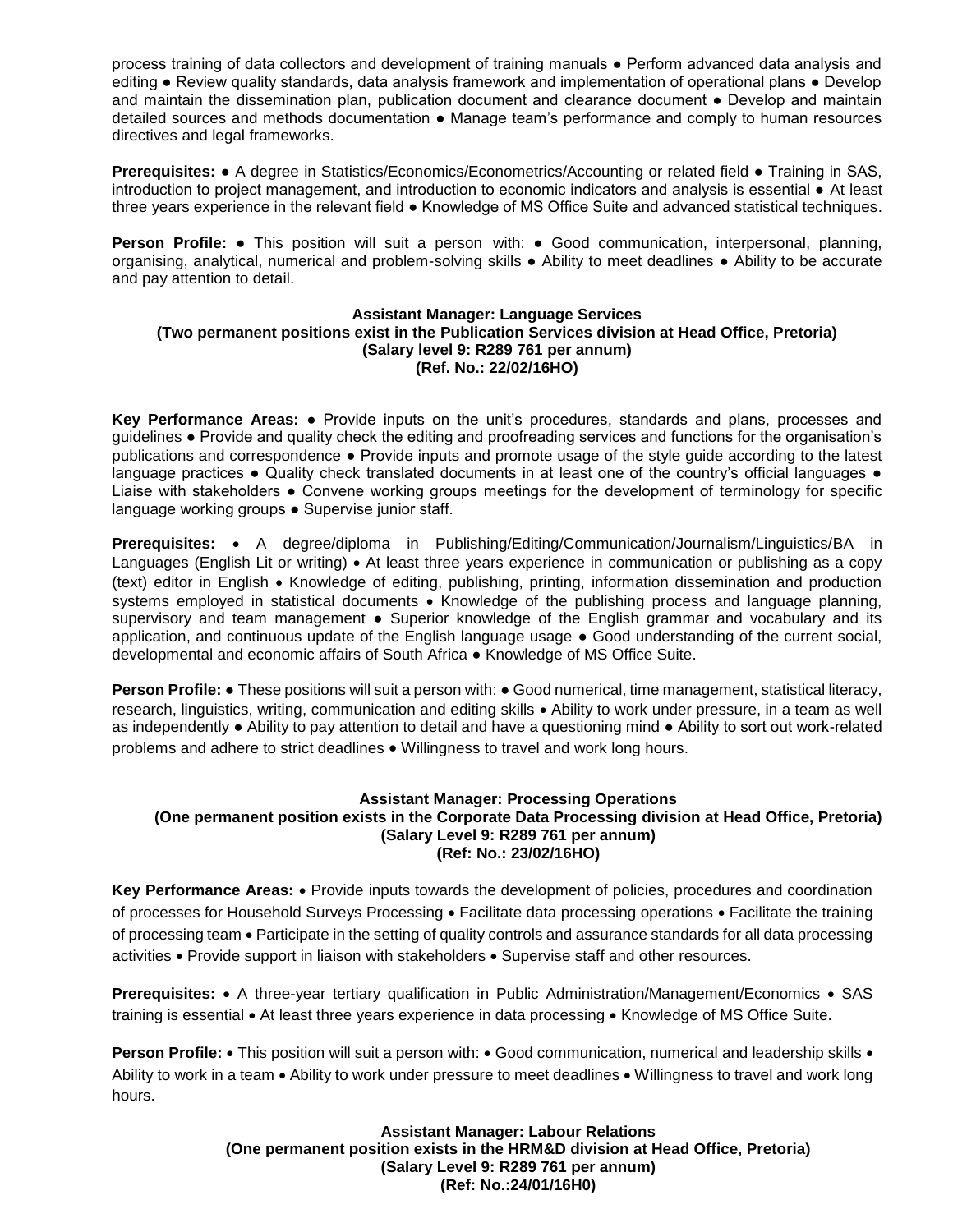process training of data collectors and development of training manuals ● Perform advanced data analysis and editing ● Review quality standards, data analysis framework and implementation of operational plans ● Develop and maintain the dissemination plan, publication document and clearance document ● Develop and maintain detailed sources and methods documentation ● Manage team's performance and comply to human resources directives and legal frameworks.

**Prerequisites:** ● A degree in Statistics/Economics/Econometrics/Accounting or related field ● Training in SAS, introduction to project management, and introduction to economic indicators and analysis is essential ● At least three years experience in the relevant field ● Knowledge of MS Office Suite and advanced statistical techniques.

**Person Profile:** ● This position will suit a person with: ● Good communication, interpersonal, planning, organising, analytical, numerical and problem-solving skills ● Ability to meet deadlines ● Ability to be accurate and pay attention to detail.

**Assistant Manager: Language Services**
**(Two permanent positions exist in the Publication Services division at Head Office, Pretoria)**
**(Salary level 9: R289 761 per annum)**
**(Ref. No.: 22/02/16HO)**

**Key Performance Areas:** ● Provide inputs on the unit's procedures, standards and plans, processes and guidelines ● Provide and quality check the editing and proofreading services and functions for the organisation's publications and correspondence ● Provide inputs and promote usage of the style guide according to the latest language practices ● Quality check translated documents in at least one of the country's official languages ● Liaise with stakeholders ● Convene working groups meetings for the development of terminology for specific language working groups ● Supervise junior staff.

**Prerequisites:** • A degree/diploma in Publishing/Editing/Communication/Journalism/Linguistics/BA in Languages (English Lit or writing) • At least three years experience in communication or publishing as a copy (text) editor in English • Knowledge of editing, publishing, printing, information dissemination and production systems employed in statistical documents • Knowledge of the publishing process and language planning, supervisory and team management ● Superior knowledge of the English grammar and vocabulary and its application, and continuous update of the English language usage ● Good understanding of the current social, developmental and economic affairs of South Africa ● Knowledge of MS Office Suite.

**Person Profile:** ● These positions will suit a person with: ● Good numerical, time management, statistical literacy, research, linguistics, writing, communication and editing skills • Ability to work under pressure, in a team as well as independently ● Ability to pay attention to detail and have a questioning mind ● Ability to sort out work-related problems and adhere to strict deadlines • Willingness to travel and work long hours.

**Assistant Manager: Processing Operations**
**(One permanent position exists in the Corporate Data Processing division at Head Office, Pretoria)**
**(Salary Level 9: R289 761 per annum)**
**(Ref: No.: 23/02/16HO)**

**Key Performance Areas:** • Provide inputs towards the development of policies, procedures and coordination of processes for Household Surveys Processing • Facilitate data processing operations • Facilitate the training of processing team • Participate in the setting of quality controls and assurance standards for all data processing activities • Provide support in liaison with stakeholders • Supervise staff and other resources.

**Prerequisites:** • A three-year tertiary qualification in Public Administration/Management/Economics • SAS training is essential • At least three years experience in data processing • Knowledge of MS Office Suite.

**Person Profile:** • This position will suit a person with: • Good communication, numerical and leadership skills • Ability to work in a team • Ability to work under pressure to meet deadlines • Willingness to travel and work long hours.

**Assistant Manager: Labour Relations**
**(One permanent position exists in the HRM&D division at Head Office, Pretoria)**
**(Salary Level 9: R289 761 per annum)**
**(Ref: No.:24/01/16H0)**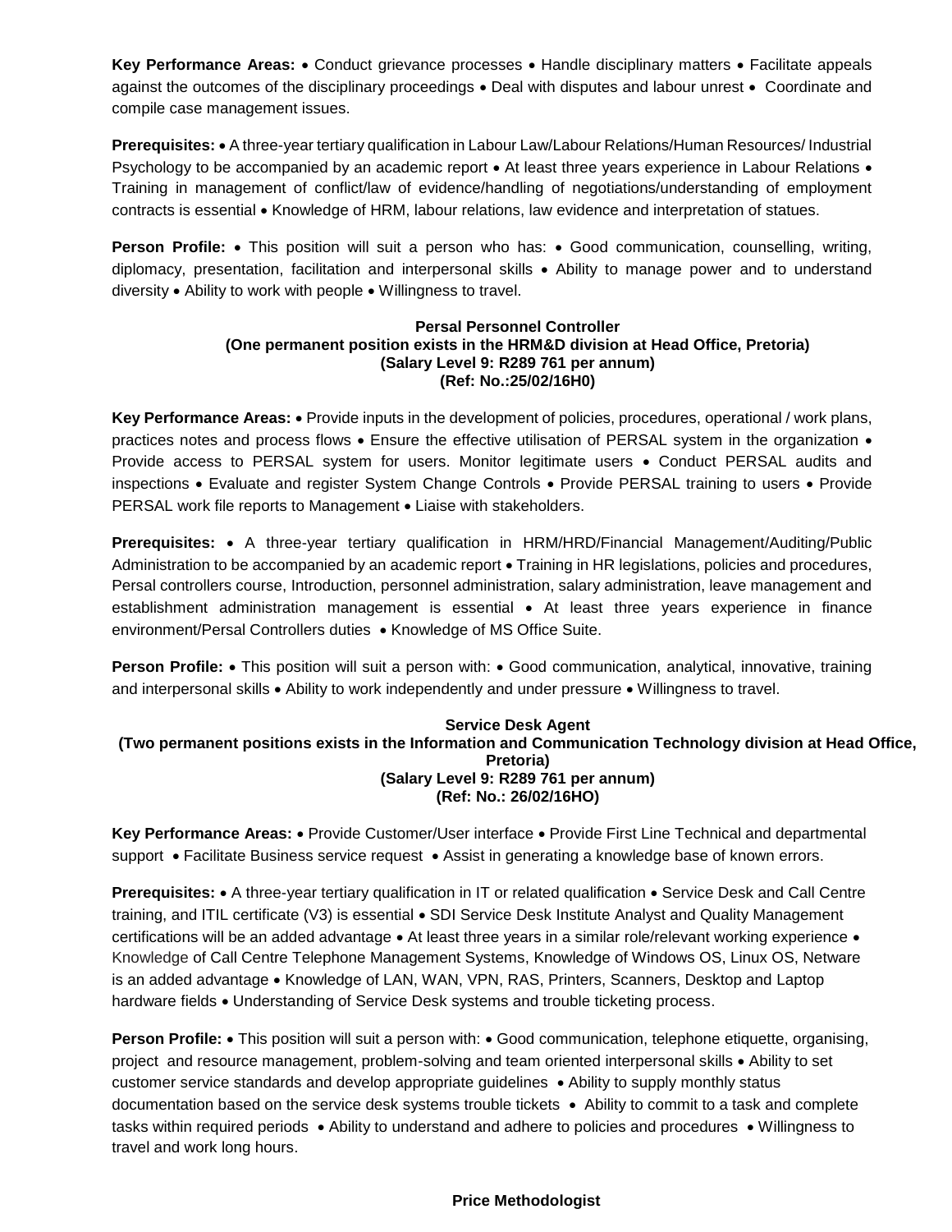**Key Performance Areas:** • Conduct grievance processes • Handle disciplinary matters • Facilitate appeals against the outcomes of the disciplinary proceedings • Deal with disputes and labour unrest • Coordinate and compile case management issues.

**Prerequisites:** • A three-year tertiary qualification in Labour Law/Labour Relations/Human Resources/ Industrial Psychology to be accompanied by an academic report • At least three years experience in Labour Relations • Training in management of conflict/law of evidence/handling of negotiations/understanding of employment contracts is essential • Knowledge of HRM, labour relations, law evidence and interpretation of statues.

**Person Profile:** • This position will suit a person who has: • Good communication, counselling, writing, diplomacy, presentation, facilitation and interpersonal skills • Ability to manage power and to understand diversity • Ability to work with people • Willingness to travel.

**Persal Personnel Controller**
**(One permanent position exists in the HRM&D division at Head Office, Pretoria)**
**(Salary Level 9: R289 761 per annum)**
**(Ref: No.:25/02/16H0)**

**Key Performance Areas:** • Provide inputs in the development of policies, procedures, operational / work plans, practices notes and process flows • Ensure the effective utilisation of PERSAL system in the organization • Provide access to PERSAL system for users. Monitor legitimate users • Conduct PERSAL audits and inspections • Evaluate and register System Change Controls • Provide PERSAL training to users • Provide PERSAL work file reports to Management • Liaise with stakeholders.

**Prerequisites:** • A three-year tertiary qualification in HRM/HRD/Financial Management/Auditing/Public Administration to be accompanied by an academic report • Training in HR legislations, policies and procedures, Persal controllers course, Introduction, personnel administration, salary administration, leave management and establishment administration management is essential • At least three years experience in finance environment/Persal Controllers duties • Knowledge of MS Office Suite.

**Person Profile:** • This position will suit a person with: • Good communication, analytical, innovative, training and interpersonal skills • Ability to work independently and under pressure • Willingness to travel.

**Service Desk Agent**
**(Two permanent positions exists in the Information and Communication Technology division at Head Office, Pretoria)**
**(Salary Level 9: R289 761 per annum)**
**(Ref: No.: 26/02/16HO)**

**Key Performance Areas:** • Provide Customer/User interface • Provide First Line Technical and departmental support • Facilitate Business service request • Assist in generating a knowledge base of known errors.

**Prerequisites:** • A three-year tertiary qualification in IT or related qualification • Service Desk and Call Centre training, and ITIL certificate (V3) is essential • SDI Service Desk Institute Analyst and Quality Management certifications will be an added advantage • At least three years in a similar role/relevant working experience • Knowledge of Call Centre Telephone Management Systems, Knowledge of Windows OS, Linux OS, Netware is an added advantage • Knowledge of LAN, WAN, VPN, RAS, Printers, Scanners, Desktop and Laptop hardware fields • Understanding of Service Desk systems and trouble ticketing process.

**Person Profile:** • This position will suit a person with: • Good communication, telephone etiquette, organising, project and resource management, problem-solving and team oriented interpersonal skills • Ability to set customer service standards and develop appropriate guidelines • Ability to supply monthly status documentation based on the service desk systems trouble tickets • Ability to commit to a task and complete tasks within required periods • Ability to understand and adhere to policies and procedures • Willingness to travel and work long hours.

**Price Methodologist**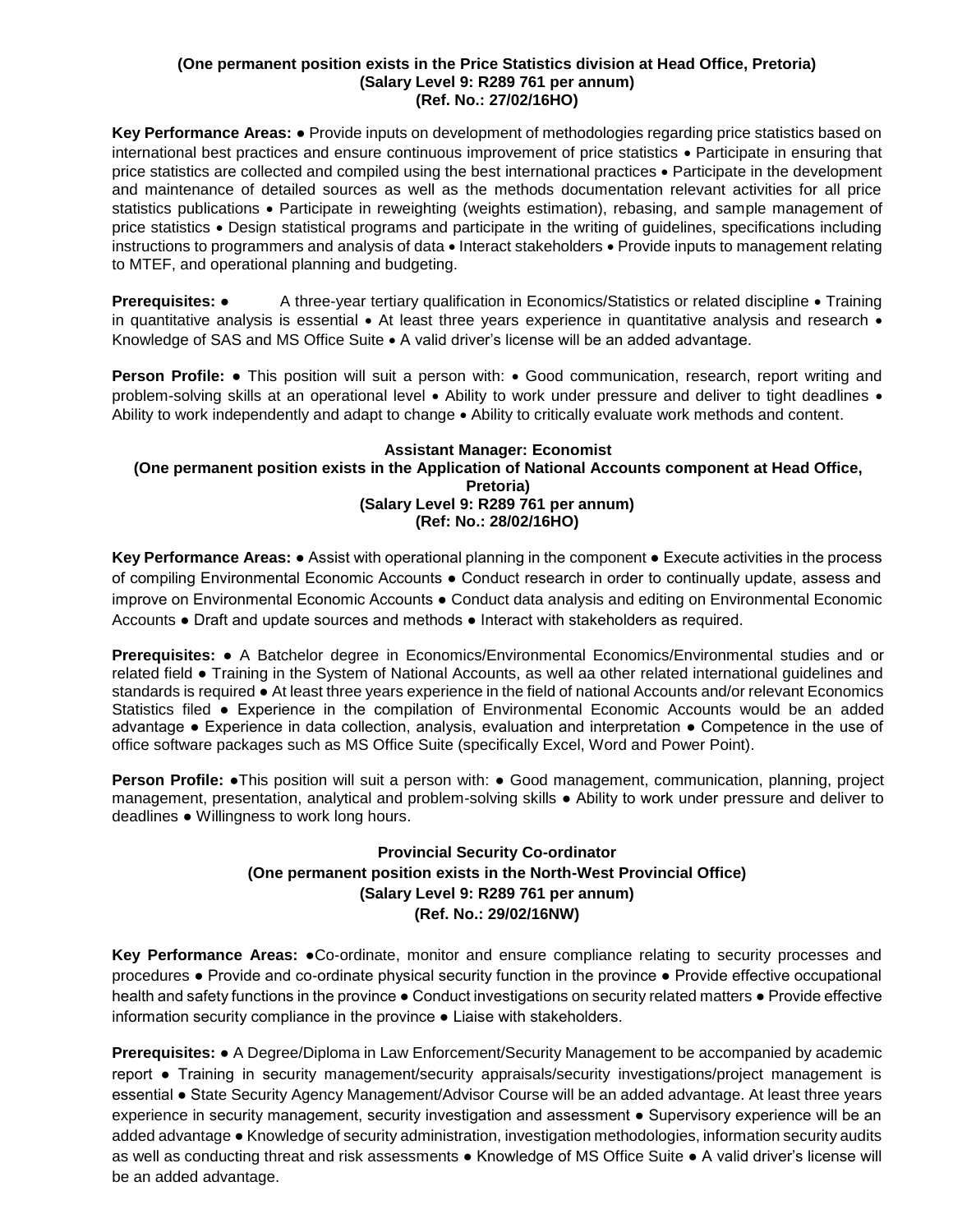**(One permanent position exists in the Price Statistics division at Head Office, Pretoria)**
**(Salary Level 9: R289 761 per annum)**
**(Ref. No.: 27/02/16HO)**

**Key Performance Areas:** ● Provide inputs on development of methodologies regarding price statistics based on international best practices and ensure continuous improvement of price statistics • Participate in ensuring that price statistics are collected and compiled using the best international practices • Participate in the development and maintenance of detailed sources as well as the methods documentation relevant activities for all price statistics publications • Participate in reweighting (weights estimation), rebasing, and sample management of price statistics • Design statistical programs and participate in the writing of guidelines, specifications including instructions to programmers and analysis of data • Interact stakeholders • Provide inputs to management relating to MTEF, and operational planning and budgeting.

**Prerequisites:** ● A three-year tertiary qualification in Economics/Statistics or related discipline • Training in quantitative analysis is essential • At least three years experience in quantitative analysis and research • Knowledge of SAS and MS Office Suite • A valid driver's license will be an added advantage.

**Person Profile:** ● This position will suit a person with: • Good communication, research, report writing and problem-solving skills at an operational level • Ability to work under pressure and deliver to tight deadlines • Ability to work independently and adapt to change • Ability to critically evaluate work methods and content.

**Assistant Manager: Economist**
**(One permanent position exists in the Application of National Accounts component at Head Office, Pretoria)**
**(Salary Level 9: R289 761 per annum)**
**(Ref: No.: 28/02/16HO)**

**Key Performance Areas:** ● Assist with operational planning in the component ● Execute activities in the process of compiling Environmental Economic Accounts ● Conduct research in order to continually update, assess and improve on Environmental Economic Accounts ● Conduct data analysis and editing on Environmental Economic Accounts ● Draft and update sources and methods ● Interact with stakeholders as required.

**Prerequisites:** ● A Batchelor degree in Economics/Environmental Economics/Environmental studies and or related field ● Training in the System of National Accounts, as well aa other related international guidelines and standards is required ● At least three years experience in the field of national Accounts and/or relevant Economics Statistics filed ● Experience in the compilation of Environmental Economic Accounts would be an added advantage ● Experience in data collection, analysis, evaluation and interpretation ● Competence in the use of office software packages such as MS Office Suite (specifically Excel, Word and Power Point).

**Person Profile:** ●This position will suit a person with: ● Good management, communication, planning, project management, presentation, analytical and problem-solving skills ● Ability to work under pressure and deliver to deadlines ● Willingness to work long hours.

**Provincial Security Co-ordinator**
**(One permanent position exists in the North-West Provincial Office)**
**(Salary Level 9: R289 761 per annum)**
**(Ref. No.: 29/02/16NW)**

**Key Performance Areas:** ●Co-ordinate, monitor and ensure compliance relating to security processes and procedures ● Provide and co-ordinate physical security function in the province ● Provide effective occupational health and safety functions in the province ● Conduct investigations on security related matters ● Provide effective information security compliance in the province ● Liaise with stakeholders.

**Prerequisites:** ● A Degree/Diploma in Law Enforcement/Security Management to be accompanied by academic report ● Training in security management/security appraisals/security investigations/project management is essential ● State Security Agency Management/Advisor Course will be an added advantage. At least three years experience in security management, security investigation and assessment ● Supervisory experience will be an added advantage ● Knowledge of security administration, investigation methodologies, information security audits as well as conducting threat and risk assessments ● Knowledge of MS Office Suite ● A valid driver's license will be an added advantage.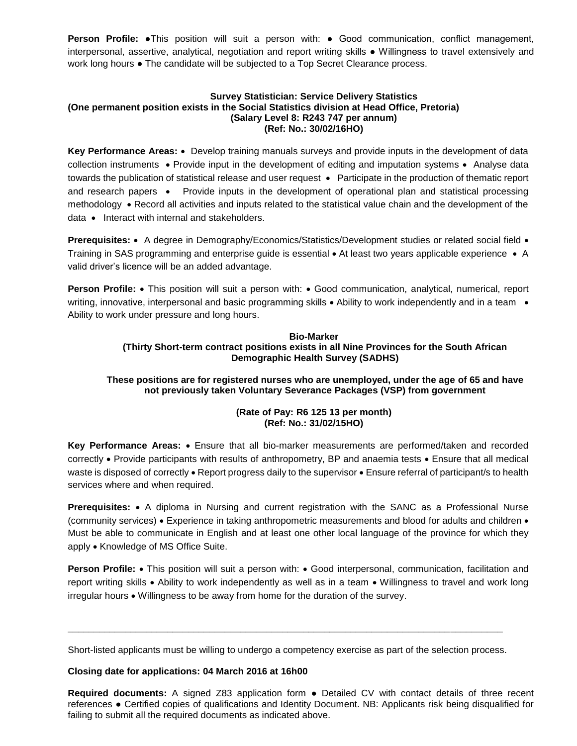**Person Profile:** ●This position will suit a person with: ● Good communication, conflict management, interpersonal, assertive, analytical, negotiation and report writing skills ● Willingness to travel extensively and work long hours ● The candidate will be subjected to a Top Secret Clearance process.

**Survey Statistician: Service Delivery Statistics**
**(One permanent position exists in the Social Statistics division at Head Office, Pretoria)**
**(Salary Level 8: R243 747 per annum)**
**(Ref: No.: 30/02/16HO)**

**Key Performance Areas:** • Develop training manuals surveys and provide inputs in the development of data collection instruments • Provide input in the development of editing and imputation systems • Analyse data towards the publication of statistical release and user request • Participate in the production of thematic report and research papers • Provide inputs in the development of operational plan and statistical processing methodology • Record all activities and inputs related to the statistical value chain and the development of the data • Interact with internal and stakeholders.

**Prerequisites:** • A degree in Demography/Economics/Statistics/Development studies or related social field • Training in SAS programming and enterprise guide is essential • At least two years applicable experience • A valid driver's licence will be an added advantage.

**Person Profile:** • This position will suit a person with: • Good communication, analytical, numerical, report writing, innovative, interpersonal and basic programming skills • Ability to work independently and in a team • Ability to work under pressure and long hours.

**Bio-Marker**
**(Thirty Short-term contract positions exists in all Nine Provinces for the South African Demographic Health Survey (SADHS)**

**These positions are for registered nurses who are unemployed, under the age of 65 and have not previously taken Voluntary Severance Packages (VSP) from government**

**(Rate of Pay: R6 125 13 per month)**
**(Ref: No.: 31/02/15HO)**

**Key Performance Areas:** • Ensure that all bio-marker measurements are performed/taken and recorded correctly • Provide participants with results of anthropometry, BP and anaemia tests • Ensure that all medical waste is disposed of correctly • Report progress daily to the supervisor • Ensure referral of participant/s to health services where and when required.

**Prerequisites:** • A diploma in Nursing and current registration with the SANC as a Professional Nurse (community services) • Experience in taking anthropometric measurements and blood for adults and children • Must be able to communicate in English and at least one other local language of the province for which they apply • Knowledge of MS Office Suite.

**Person Profile:** • This position will suit a person with: • Good interpersonal, communication, facilitation and report writing skills • Ability to work independently as well as in a team • Willingness to travel and work long irregular hours • Willingness to be away from home for the duration of the survey.

---

Short-listed applicants must be willing to undergo a competency exercise as part of the selection process.

**Closing date for applications: 04 March 2016 at 16h00**

**Required documents:** A signed Z83 application form ● Detailed CV with contact details of three recent references ● Certified copies of qualifications and Identity Document. NB: Applicants risk being disqualified for failing to submit all the required documents as indicated above.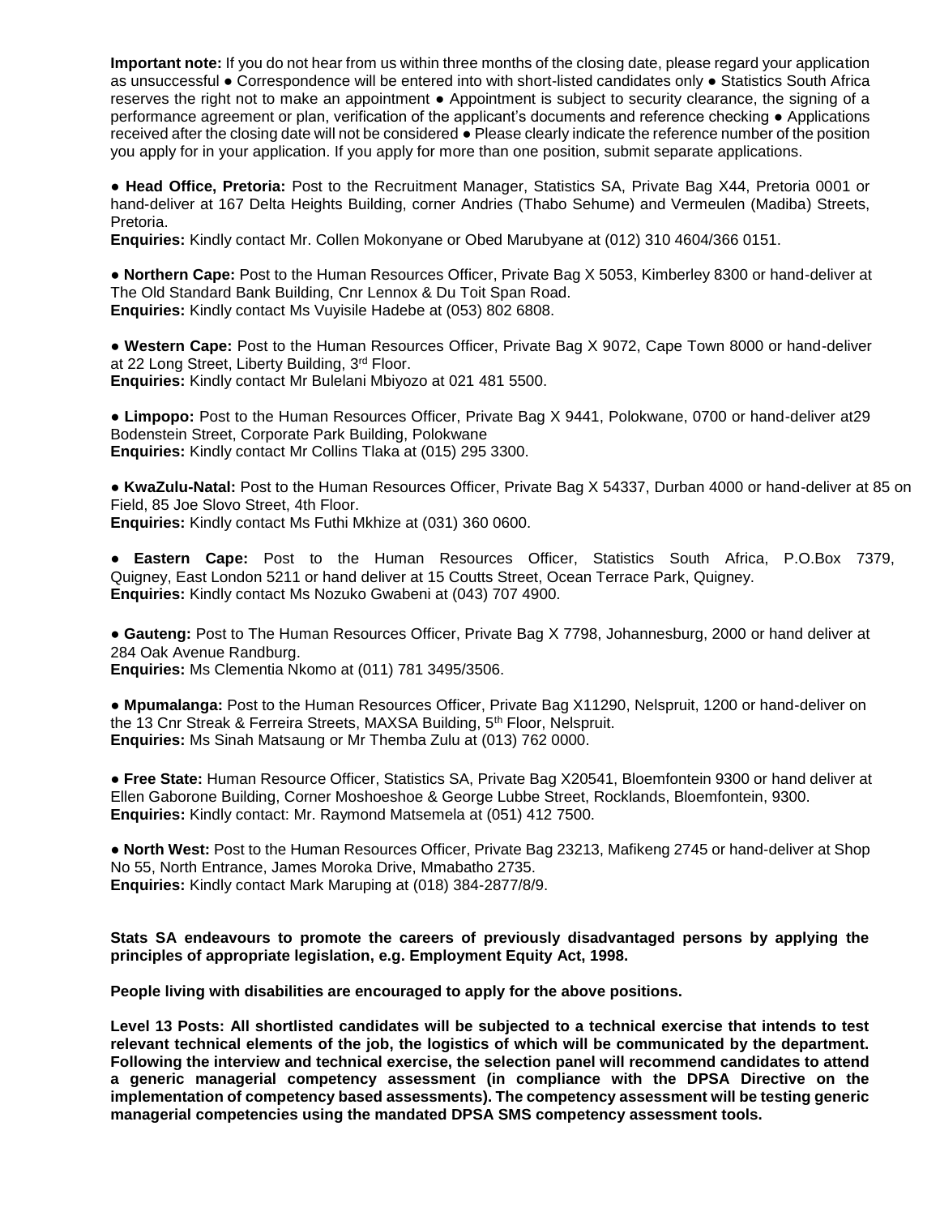**Important note:** If you do not hear from us within three months of the closing date, please regard your application as unsuccessful ● Correspondence will be entered into with short-listed candidates only ● Statistics South Africa reserves the right not to make an appointment ● Appointment is subject to security clearance, the signing of a performance agreement or plan, verification of the applicant's documents and reference checking ● Applications received after the closing date will not be considered ● Please clearly indicate the reference number of the position you apply for in your application. If you apply for more than one position, submit separate applications.

● **Head Office, Pretoria:** Post to the Recruitment Manager, Statistics SA, Private Bag X44, Pretoria 0001 or hand-deliver at 167 Delta Heights Building, corner Andries (Thabo Sehume) and Vermeulen (Madiba) Streets, Pretoria.
**Enquiries:** Kindly contact Mr. Collen Mokonyane or Obed Marubyane at (012) 310 4604/366 0151.

● **Northern Cape:** Post to the Human Resources Officer, Private Bag X 5053, Kimberley 8300 or hand-deliver at The Old Standard Bank Building, Cnr Lennox & Du Toit Span Road.
**Enquiries:** Kindly contact Ms Vuyisile Hadebe at (053) 802 6808.

● **Western Cape:** Post to the Human Resources Officer, Private Bag X 9072, Cape Town 8000 or hand-deliver at 22 Long Street, Liberty Building, 3rd Floor.
**Enquiries:** Kindly contact Mr Bulelani Mbiyozo at 021 481 5500.

● **Limpopo:** Post to the Human Resources Officer, Private Bag X 9441, Polokwane, 0700 or hand-deliver at29 Bodenstein Street, Corporate Park Building, Polokwane
**Enquiries:** Kindly contact Mr Collins Tlaka at (015) 295 3300.

● **KwaZulu-Natal:** Post to the Human Resources Officer, Private Bag X 54337, Durban 4000 or hand-deliver at 85 on Field, 85 Joe Slovo Street, 4th Floor.
**Enquiries:** Kindly contact Ms Futhi Mkhize at (031) 360 0600.

● **Eastern Cape:** Post to the Human Resources Officer, Statistics South Africa, P.O.Box 7379, Quigney, East London 5211 or hand deliver at 15 Coutts Street, Ocean Terrace Park, Quigney.
**Enquiries:** Kindly contact Ms Nozuko Gwabeni at (043) 707 4900.

● **Gauteng:** Post to The Human Resources Officer, Private Bag X 7798, Johannesburg, 2000 or hand deliver at 284 Oak Avenue Randburg.
**Enquiries:** Ms Clementia Nkomo at (011) 781 3495/3506.

● **Mpumalanga:** Post to the Human Resources Officer, Private Bag X11290, Nelspruit, 1200 or hand-deliver on the 13 Cnr Streak & Ferreira Streets, MAXSA Building, 5th Floor, Nelspruit.
**Enquiries:** Ms Sinah Matsaung or Mr Themba Zulu at (013) 762 0000.

● **Free State:** Human Resource Officer, Statistics SA, Private Bag X20541, Bloemfontein 9300 or hand deliver at Ellen Gaborone Building, Corner Moshoeshoe & George Lubbe Street, Rocklands, Bloemfontein, 9300.
**Enquiries:** Kindly contact: Mr. Raymond Matsemela at (051) 412 7500.

● **North West:** Post to the Human Resources Officer, Private Bag 23213, Mafikeng 2745 or hand-deliver at Shop No 55, North Entrance, James Moroka Drive, Mmabatho 2735.
**Enquiries:** Kindly contact Mark Maruping at (018) 384-2877/8/9.

**Stats SA endeavours to promote the careers of previously disadvantaged persons by applying the principles of appropriate legislation, e.g. Employment Equity Act, 1998.**

**People living with disabilities are encouraged to apply for the above positions.**

**Level 13 Posts: All shortlisted candidates will be subjected to a technical exercise that intends to test relevant technical elements of the job, the logistics of which will be communicated by the department. Following the interview and technical exercise, the selection panel will recommend candidates to attend a generic managerial competency assessment (in compliance with the DPSA Directive on the implementation of competency based assessments). The competency assessment will be testing generic managerial competencies using the mandated DPSA SMS competency assessment tools.**